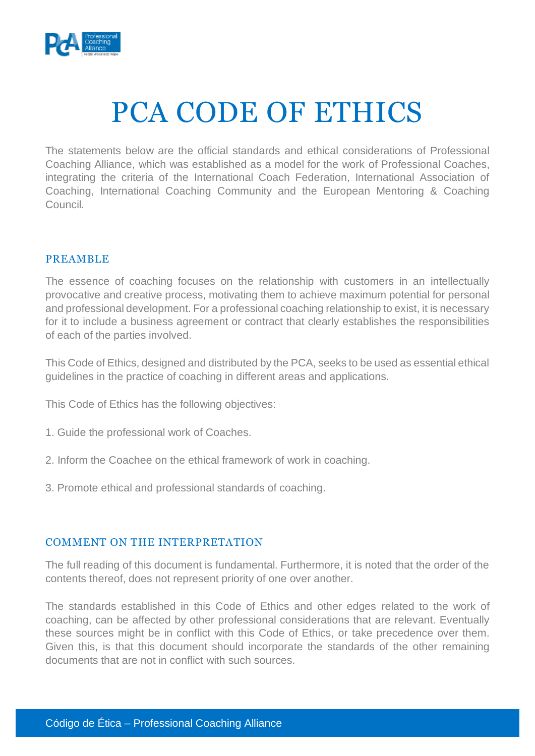# PCA CODE OF ETHICS

The statements below are the official standards and ethical considerations of Professional Coaching Alliance, which was established as a model for the work of Professional Coaches, integrating the criteria of the International Coach Federation, International Association of Coaching, International Coaching Community and the European Mentoring & Coaching Council.

## PREAMBLE

The essence of coaching focuses on the relationship with customers in an intellectually provocative and creative process, motivating them to achieve maximum potential for personal and professional development. For a professional coaching relationship to exist, it is necessary for it to include a business agreement or contract that clearly establishes the responsibilities of each of the parties involved.

This Code of Ethics, designed and distributed by the PCA, seeks to be used as essential ethical guidelines in the practice of coaching in different areas and applications.

This Code of Ethics has the following objectives:

1. Guide the professional work of Coaches.

2. Inform the Coachee on the ethical framework of work in coaching.

3. Promote ethical and professional standards of coaching.

## COMMENT ON THE INTERPRETATION

The full reading of this document is fundamental. Furthermore, it is noted that the order of the contents thereof, does not represent priority of one over another.

The standards established in this Code of Ethics and other edges related to the work of coaching, can be affected by other professional considerations that are relevant. Eventually these sources might be in conflict with this Code of Ethics, or take precedence over them. Given this, is that this document should incorporate the standards of the other remaining documents that are not in conflict with such sources.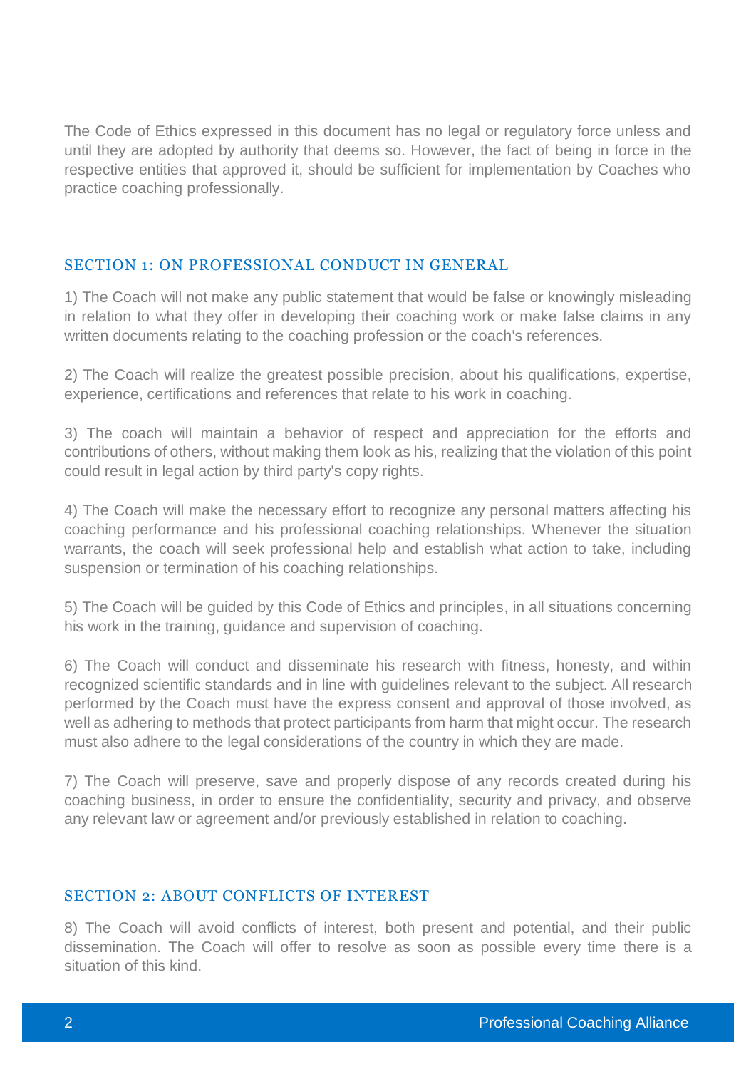The Code of Ethics expressed in this document has no legal or regulatory force unless and until they are adopted by authority that deems so. However, the fact of being in force in the respective entities that approved it, should be sufficient for implementation by Coaches who practice coaching professionally.

## SECTION 1: ON PROFESSIONAL CONDUCT IN GENERAL

1) The Coach will not make any public statement that would be false or knowingly misleading in relation to what they offer in developing their coaching work or make false claims in any written documents relating to the coaching profession or the coach's references.

2) The Coach will realize the greatest possible precision, about his qualifications, expertise, experience, certifications and references that relate to his work in coaching.

3) The coach will maintain a behavior of respect and appreciation for the efforts and contributions of others, without making them look as his, realizing that the violation of this point could result in legal action by third party's copy rights.

4) The Coach will make the necessary effort to recognize any personal matters affecting his coaching performance and his professional coaching relationships. Whenever the situation warrants, the coach will seek professional help and establish what action to take, including suspension or termination of his coaching relationships.

5) The Coach will be guided by this Code of Ethics and principles, in all situations concerning his work in the training, guidance and supervision of coaching.

6) The Coach will conduct and disseminate his research with fitness, honesty, and within recognized scientific standards and in line with guidelines relevant to the subject. All research performed by the Coach must have the express consent and approval of those involved, as well as adhering to methods that protect participants from harm that might occur. The research must also adhere to the legal considerations of the country in which they are made.

7) The Coach will preserve, save and properly dispose of any records created during his coaching business, in order to ensure the confidentiality, security and privacy, and observe any relevant law or agreement and/or previously established in relation to coaching.

## SECTION 2: ABOUT CONFLICTS OF INTEREST

8) The Coach will avoid conflicts of interest, both present and potential, and their public dissemination. The Coach will offer to resolve as soon as possible every time there is a situation of this kind.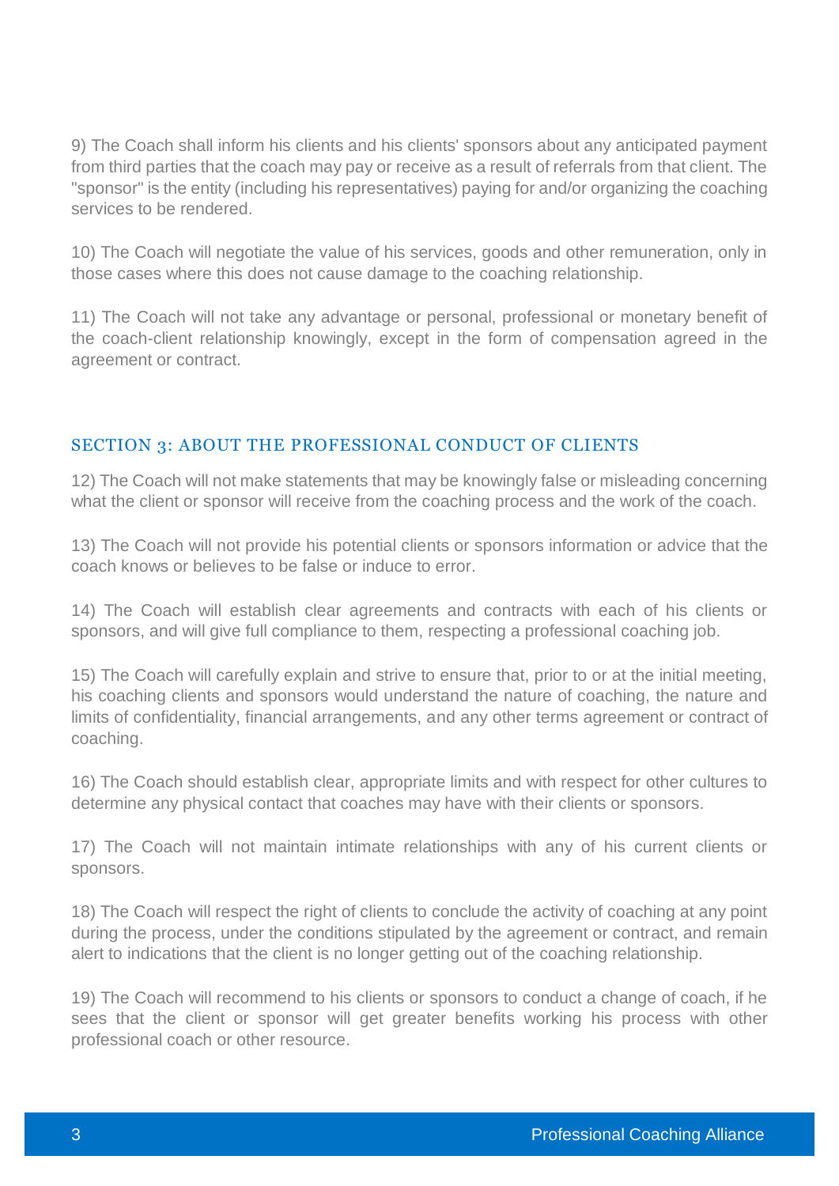9) The Coach shall inform his clients and his clients' sponsors about any anticipated payment from third parties that the coach may pay or receive as a result of referrals from that client. The "sponsor" is the entity (including his representatives) paying for and/or organizing the coaching services to be rendered.

10) The Coach will negotiate the value of his services, goods and other remuneration, only in those cases where this does not cause damage to the coaching relationship.

11) The Coach will not take any advantage or personal, professional or monetary benefit of the coach-client relationship knowingly, except in the form of compensation agreed in the agreement or contract.

## SECTION 3: ABOUT THE PROFESSIONAL CONDUCT OF CLIENTS

12) The Coach will not make statements that may be knowingly false or misleading concerning what the client or sponsor will receive from the coaching process and the work of the coach.

13) The Coach will not provide his potential clients or sponsors information or advice that the coach knows or believes to be false or induce to error.

14) The Coach will establish clear agreements and contracts with each of his clients or sponsors, and will give full compliance to them, respecting a professional coaching job.

15) The Coach will carefully explain and strive to ensure that, prior to or at the initial meeting, his coaching clients and sponsors would understand the nature of coaching, the nature and limits of confidentiality, financial arrangements, and any other terms agreement or contract of coaching.

16) The Coach should establish clear, appropriate limits and with respect for other cultures to determine any physical contact that coaches may have with their clients or sponsors.

17) The Coach will not maintain intimate relationships with any of his current clients or sponsors.

18) The Coach will respect the right of clients to conclude the activity of coaching at any point during the process, under the conditions stipulated by the agreement or contract, and remain alert to indications that the client is no longer getting out of the coaching relationship.

19) The Coach will recommend to his clients or sponsors to conduct a change of coach, if he sees that the client or sponsor will get greater benefits working his process with other professional coach or other resource.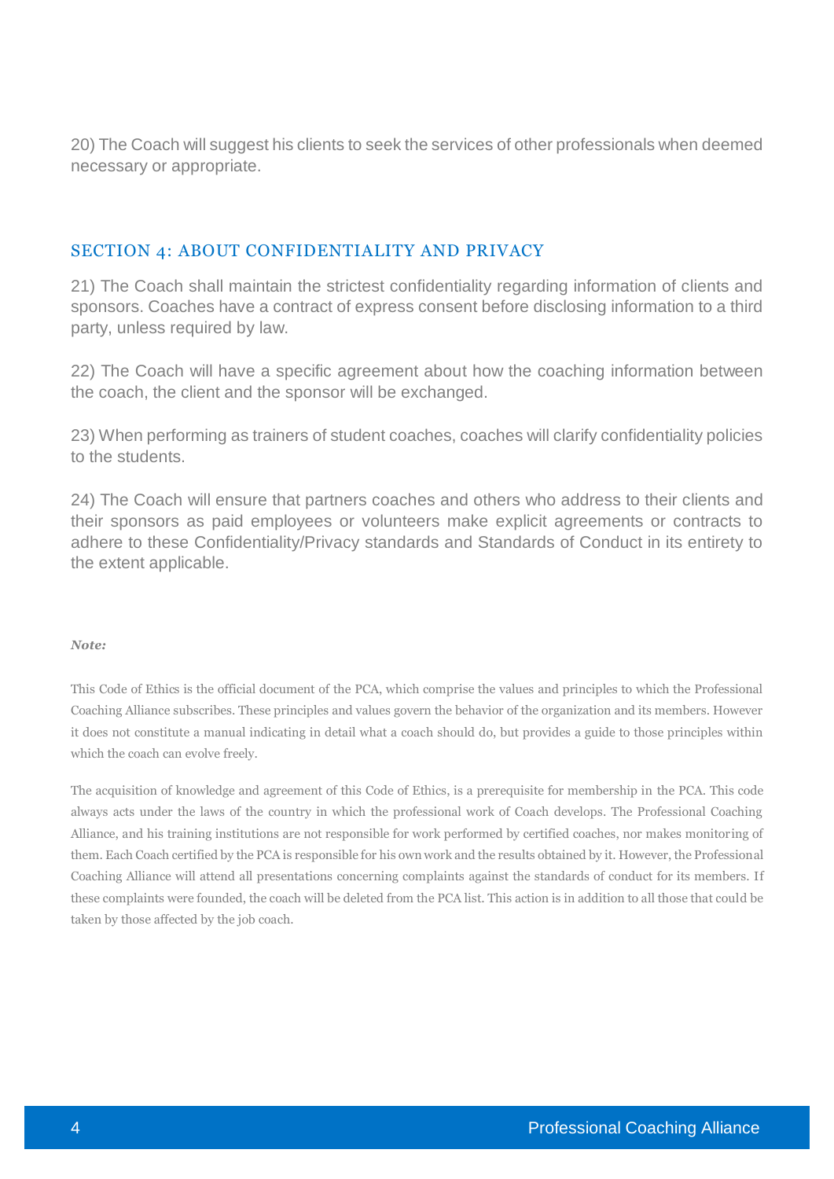20) The Coach will suggest his clients to seek the services of other professionals when deemed necessary or appropriate.

## SECTION 4: ABOUT CONFIDENTIALITY AND PRIVACY

21) The Coach shall maintain the strictest confidentiality regarding information of clients and sponsors. Coaches have a contract of express consent before disclosing information to a third party, unless required by law.

22) The Coach will have a specific agreement about how the coaching information between the coach, the client and the sponsor will be exchanged.

23) When performing as trainers of student coaches, coaches will clarify confidentiality policies to the students.

24) The Coach will ensure that partners coaches and others who address to their clients and their sponsors as paid employees or volunteers make explicit agreements or contracts to adhere to these Confidentiality/Privacy standards and Standards of Conduct in its entirety to the extent applicable.

***Note:***

This Code of Ethics is the official document of the PCA, which comprise the values and principles to which the Professional Coaching Alliance subscribes. These principles and values govern the behavior of the organization and its members. However it does not constitute a manual indicating in detail what a coach should do, but provides a guide to those principles within which the coach can evolve freely.

The acquisition of knowledge and agreement of this Code of Ethics, is a prerequisite for membership in the PCA. This code always acts under the laws of the country in which the professional work of Coach develops. The Professional Coaching Alliance, and his training institutions are not responsible for work performed by certified coaches, nor makes monitoring of them. Each Coach certified by the PCA is responsible for his own work and the results obtained by it. However, the Professional Coaching Alliance will attend all presentations concerning complaints against the standards of conduct for its members. If these complaints were founded, the coach will be deleted from the PCA list. This action is in addition to all those that could be taken by those affected by the job coach.